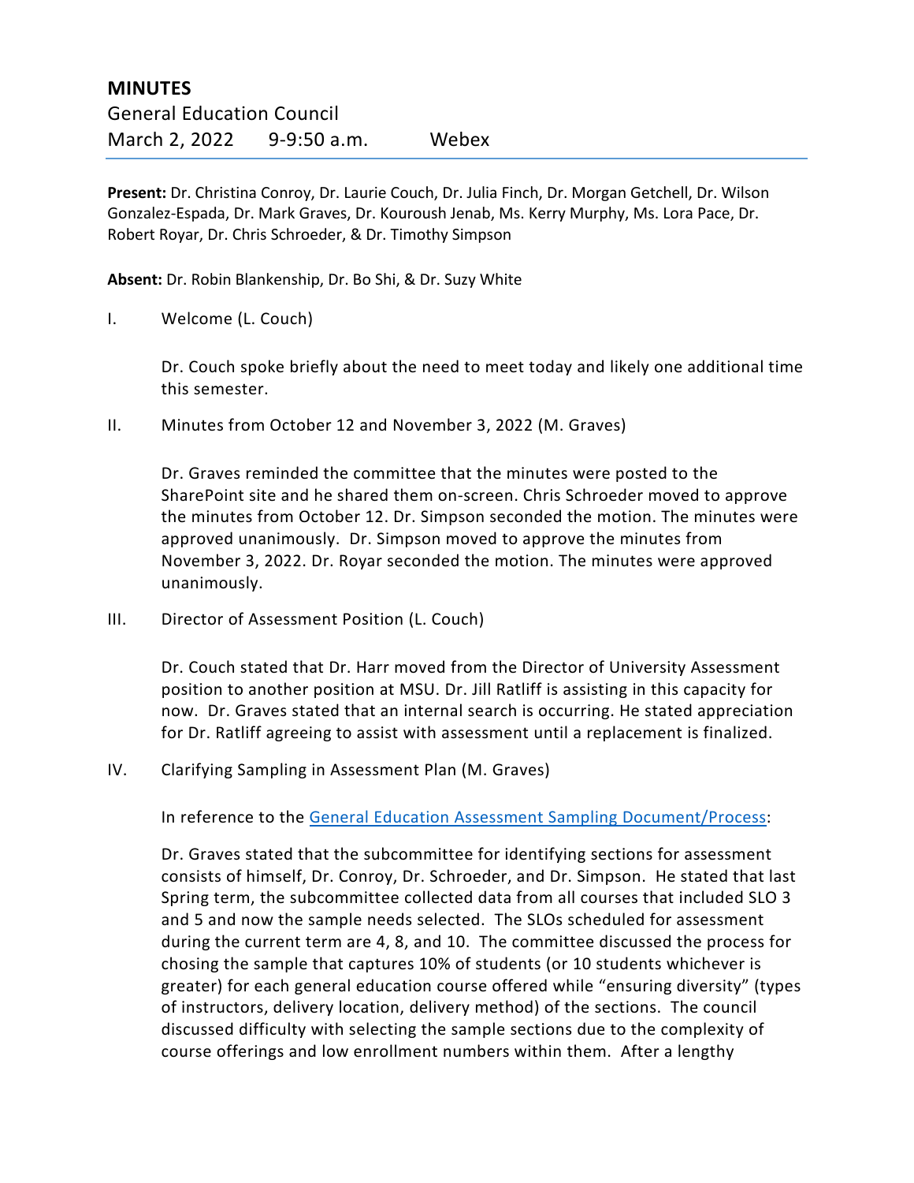# MINUTES

General Education Council

March 2, 2022 9-9:50 a.m. Webex

**Present:** Dr. Christina Conroy, Dr. Laurie Couch, Dr. Julia Finch, Dr. Morgan Getchell, Dr. Wilson Gonzalez-Espada, Dr. Mark Graves, Dr. Kouroush Jenab, Ms. Kerry Murphy, Ms. Lora Pace, Dr. Robert Royar, Dr. Chris Schroeder, & Dr. Timothy Simpson

**Absent:** Dr. Robin Blankenship, Dr. Bo Shi, & Dr. Suzy White

I. Welcome (L. Couch)

Dr. Couch spoke briefly about the need to meet today and likely one additional time this semester.

II. Minutes from October 12 and November 3, 2022 (M. Graves)

Dr. Graves reminded the committee that the minutes were posted to the SharePoint site and he shared them on-screen. Chris Schroeder moved to approve the minutes from October 12. Dr. Simpson seconded the motion. The minutes were approved unanimously. Dr. Simpson moved to approve the minutes from November 3, 2022. Dr. Royar seconded the motion. The minutes were approved unanimously.

III. Director of Assessment Position (L. Couch)

Dr. Couch stated that Dr. Harr moved from the Director of University Assessment position to another position at MSU. Dr. Jill Ratliff is assisting in this capacity for now. Dr. Graves stated that an internal search is occurring. He stated appreciation for Dr. Ratliff agreeing to assist with assessment until a replacement is finalized.

IV. Clarifying Sampling in Assessment Plan (M. Graves)

In reference to the [General Education Assessment Sampling Document/Process]:

Dr. Graves stated that the subcommittee for identifying sections for assessment consists of himself, Dr. Conroy, Dr. Schroeder, and Dr. Simpson. He stated that last Spring term, the subcommittee collected data from all courses that included SLO 3 and 5 and now the sample needs selected. The SLOs scheduled for assessment during the current term are 4, 8, and 10. The committee discussed the process for chosing the sample that captures 10% of students (or 10 students whichever is greater) for each general education course offered while "ensuring diversity" (types of instructors, delivery location, delivery method) of the sections. The council discussed difficulty with selecting the sample sections due to the complexity of course offerings and low enrollment numbers within them. After a lengthy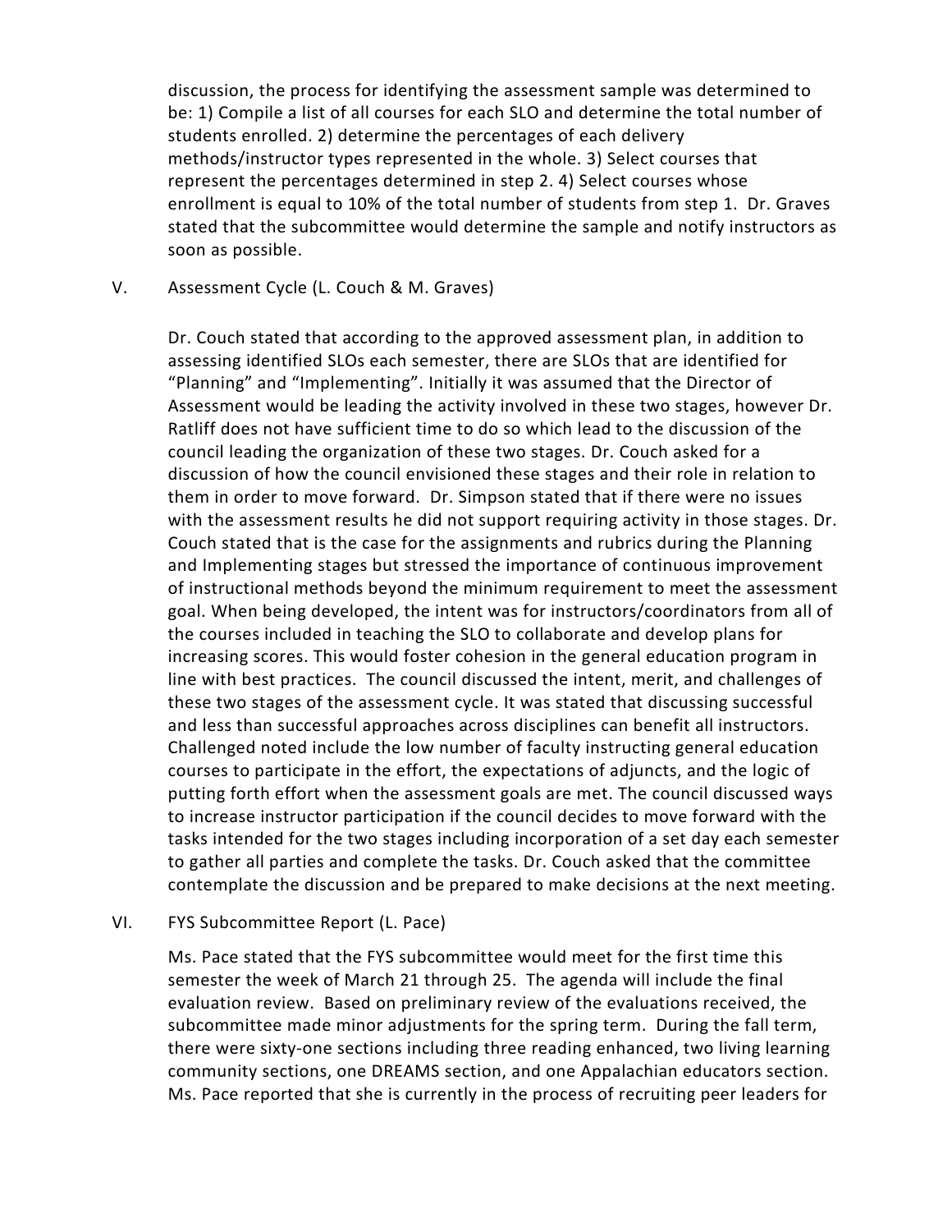discussion, the process for identifying the assessment sample was determined to be: 1) Compile a list of all courses for each SLO and determine the total number of students enrolled. 2) determine the percentages of each delivery methods/instructor types represented in the whole. 3) Select courses that represent the percentages determined in step 2. 4) Select courses whose enrollment is equal to 10% of the total number of students from step 1. Dr. Graves stated that the subcommittee would determine the sample and notify instructors as soon as possible.

V. Assessment Cycle (L. Couch & M. Graves)

Dr. Couch stated that according to the approved assessment plan, in addition to assessing identified SLOs each semester, there are SLOs that are identified for "Planning" and "Implementing". Initially it was assumed that the Director of Assessment would be leading the activity involved in these two stages, however Dr. Ratliff does not have sufficient time to do so which lead to the discussion of the council leading the organization of these two stages. Dr. Couch asked for a discussion of how the council envisioned these stages and their role in relation to them in order to move forward. Dr. Simpson stated that if there were no issues with the assessment results he did not support requiring activity in those stages. Dr. Couch stated that is the case for the assignments and rubrics during the Planning and Implementing stages but stressed the importance of continuous improvement of instructional methods beyond the minimum requirement to meet the assessment goal. When being developed, the intent was for instructors/coordinators from all of the courses included in teaching the SLO to collaborate and develop plans for increasing scores. This would foster cohesion in the general education program in line with best practices. The council discussed the intent, merit, and challenges of these two stages of the assessment cycle. It was stated that discussing successful and less than successful approaches across disciplines can benefit all instructors. Challenged noted include the low number of faculty instructing general education courses to participate in the effort, the expectations of adjuncts, and the logic of putting forth effort when the assessment goals are met. The council discussed ways to increase instructor participation if the council decides to move forward with the tasks intended for the two stages including incorporation of a set day each semester to gather all parties and complete the tasks. Dr. Couch asked that the committee contemplate the discussion and be prepared to make decisions at the next meeting.

VI. FYS Subcommittee Report (L. Pace)

Ms. Pace stated that the FYS subcommittee would meet for the first time this semester the week of March 21 through 25. The agenda will include the final evaluation review. Based on preliminary review of the evaluations received, the subcommittee made minor adjustments for the spring term. During the fall term, there were sixty-one sections including three reading enhanced, two living learning community sections, one DREAMS section, and one Appalachian educators section. Ms. Pace reported that she is currently in the process of recruiting peer leaders for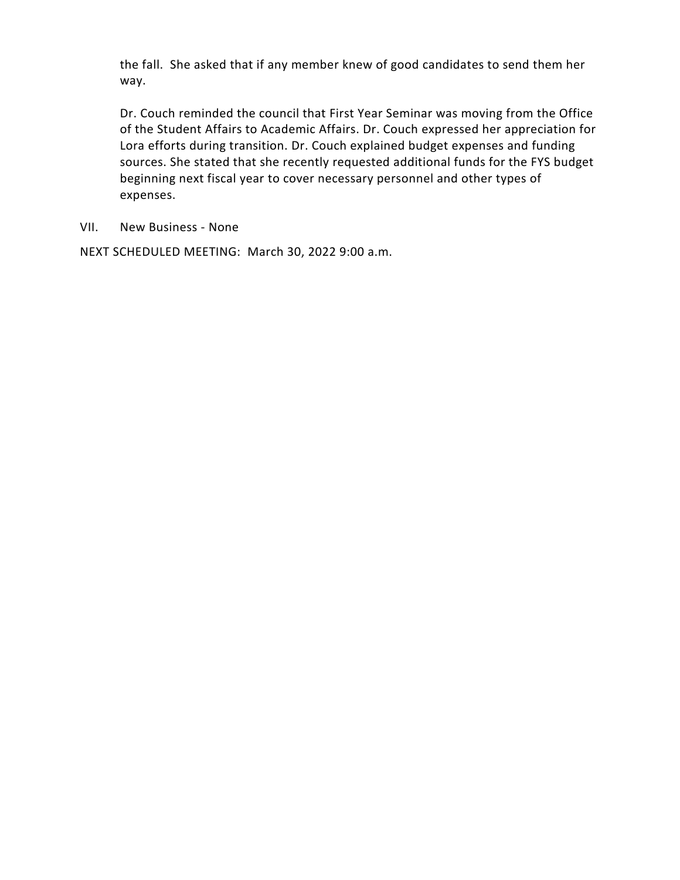the fall. She asked that if any member knew of good candidates to send them her way.

Dr. Couch reminded the council that First Year Seminar was moving from the Office of the Student Affairs to Academic Affairs. Dr. Couch expressed her appreciation for Lora efforts during transition. Dr. Couch explained budget expenses and funding sources. She stated that she recently requested additional funds for the FYS budget beginning next fiscal year to cover necessary personnel and other types of expenses.

VII. New Business - None

NEXT SCHEDULED MEETING: March 30, 2022 9:00 a.m.